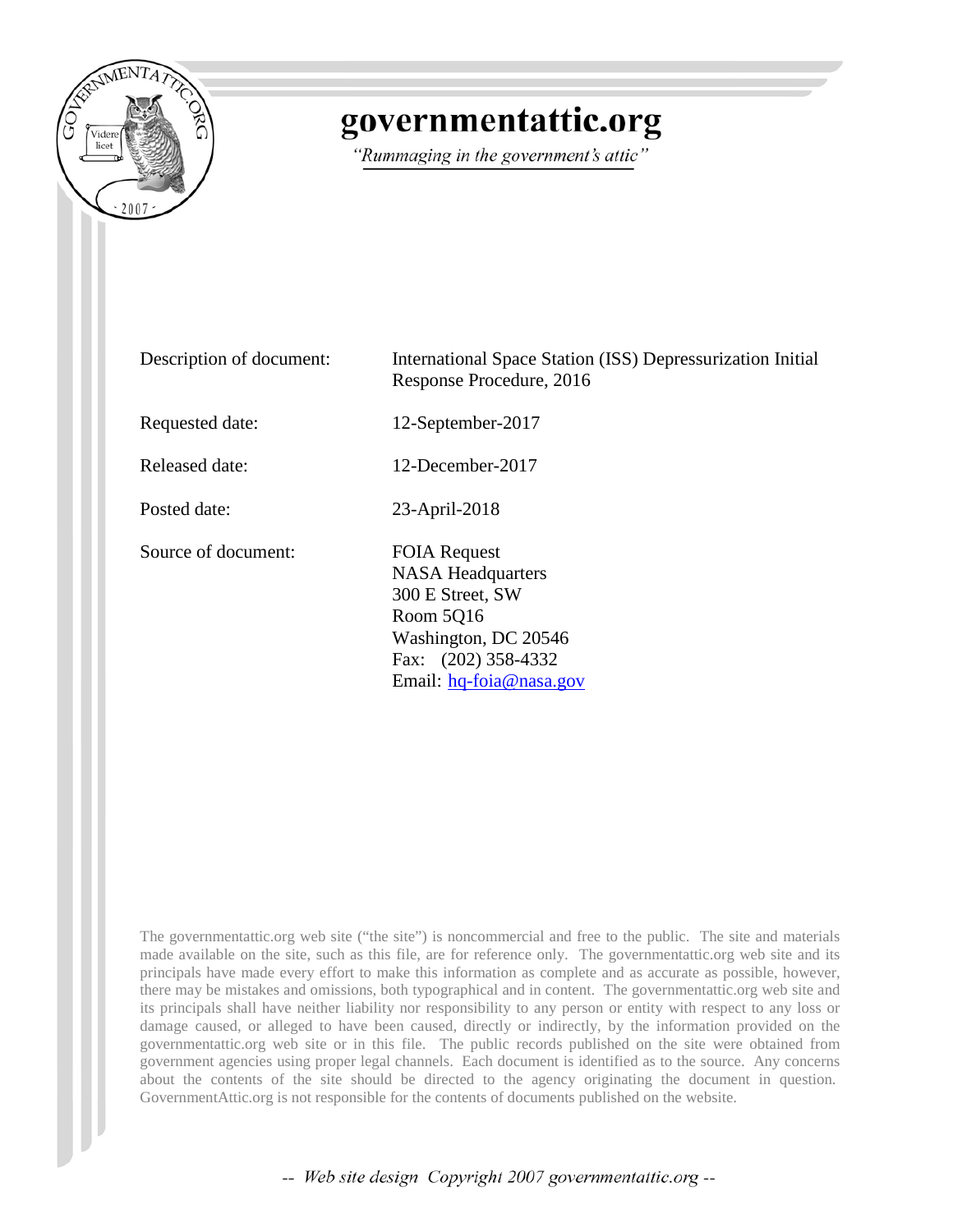# governmentattic.org

*"Rummaging in the government's attic"*

| | |
|---|---|
| Description of document: | International Space Station (ISS) Depressurization Initial Response Procedure, 2016 |
| Requested date: | 12-September-2017 |
| Released date: | 12-December-2017 |
| Posted date: | 23-April-2018 |
| Source of document: | FOIA Request<br>NASA Headquarters<br>300 E Street, SW<br>Room 5Q16<br>Washington, DC 20546<br>Fax: (202) 358-4332<br>Email: hq-foia@nasa.gov |

The governmentattic.org web site ("the site") is noncommercial and free to the public. The site and materials made available on the site, such as this file, are for reference only. The governmentattic.org web site and its principals have made every effort to make this information as complete and as accurate as possible, however, there may be mistakes and omissions, both typographical and in content. The governmentattic.org web site and its principals shall have neither liability nor responsibility to any person or entity with respect to any loss or damage caused, or alleged to have been caused, directly or indirectly, by the information provided on the governmentattic.org web site or in this file. The public records published on the site were obtained from government agencies using proper legal channels. Each document is identified as to the source. Any concerns about the contents of the site should be directed to the agency originating the document in question. GovernmentAttic.org is not responsible for the contents of documents published on the website.

-- Web site design Copyright 2007 governmentattic.org --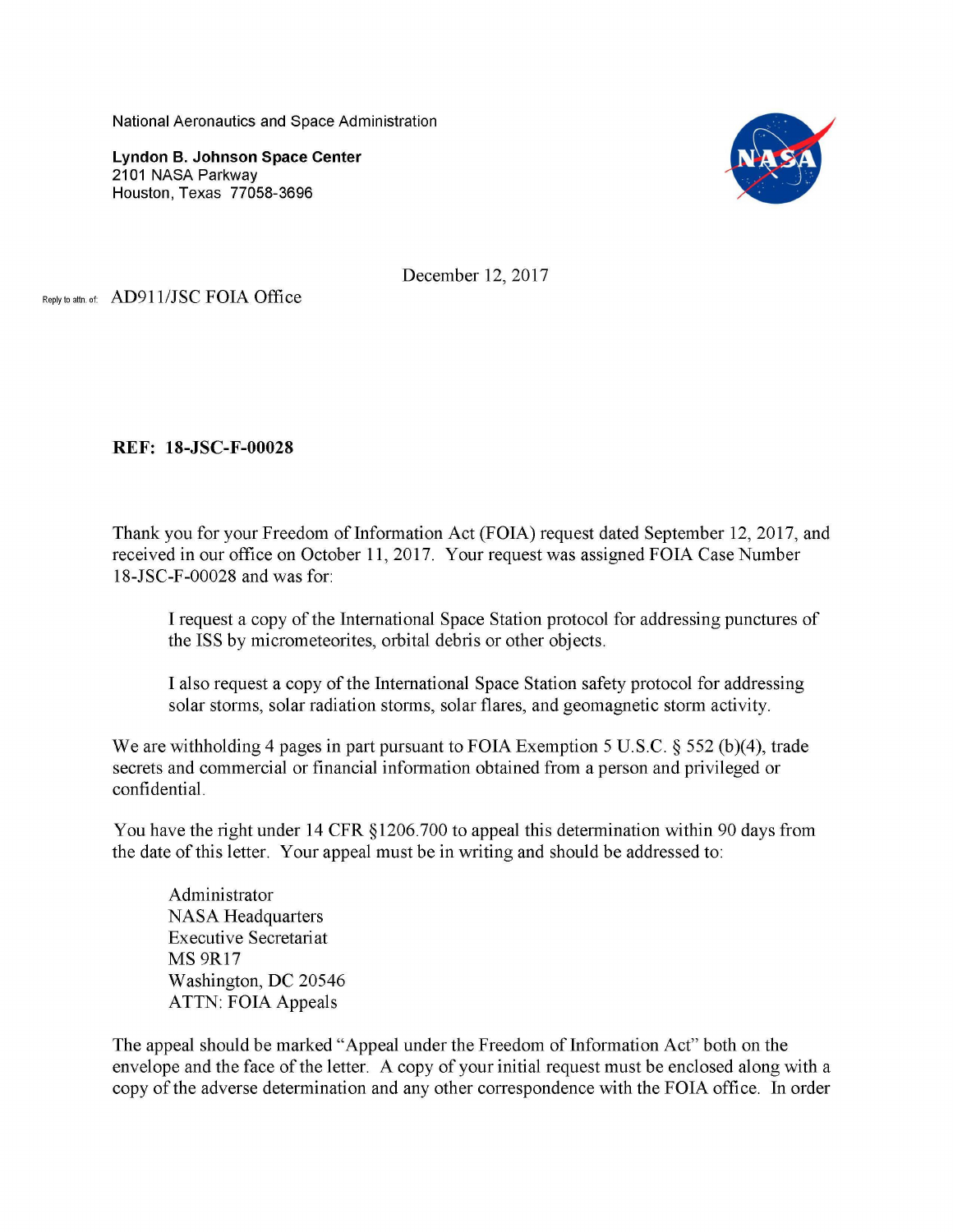National Aeronautics and Space Administration

**Lyndon B. Johnson Space Center**
2101 NASA Parkway
Houston, Texas 77058-3696

December 12, 2017

Reply to attn. of: AD911/JSC FOIA Office

**REF: 18-JSC-F-00028**

Thank you for your Freedom of Information Act (FOIA) request dated September 12, 2017, and received in our office on October 11, 2017. Your request was assigned FOIA Case Number 18-JSC-F-00028 and was for:

> I request a copy of the International Space Station protocol for addressing punctures of the ISS by micrometeorites, orbital debris or other objects.
>
> I also request a copy of the International Space Station safety protocol for addressing solar storms, solar radiation storms, solar flares, and geomagnetic storm activity.

We are withholding 4 pages in part pursuant to FOIA Exemption 5 U.S.C. § 552 (b)(4), trade secrets and commercial or financial information obtained from a person and privileged or confidential.

You have the right under 14 CFR §1206.700 to appeal this determination within 90 days from the date of this letter. Your appeal must be in writing and should be addressed to:

> Administrator
> NASA Headquarters
> Executive Secretariat
> MS 9R17
> Washington, DC 20546
> ATTN: FOIA Appeals

The appeal should be marked "Appeal under the Freedom of Information Act" both on the envelope and the face of the letter. A copy of your initial request must be enclosed along with a copy of the adverse determination and any other correspondence with the FOIA office. In order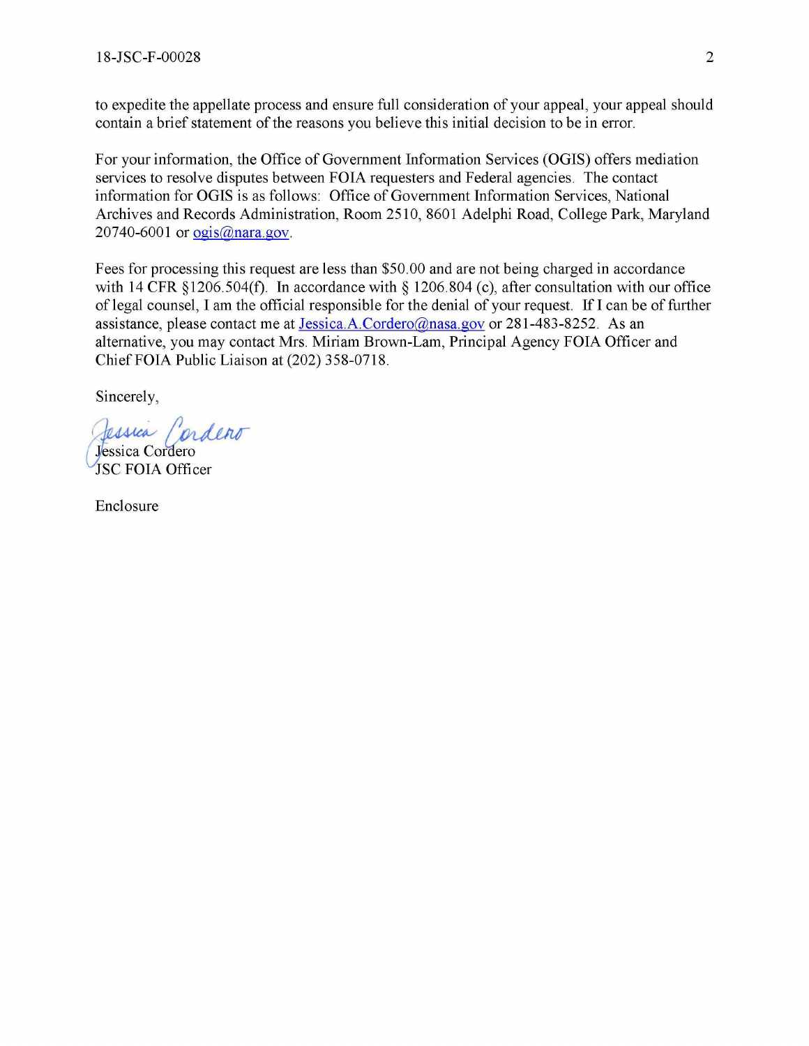to expedite the appellate process and ensure full consideration of your appeal, your appeal should contain a brief statement of the reasons you believe this initial decision to be in error.

For your information, the Office of Government Information Services (OGIS) offers mediation services to resolve disputes between FOIA requesters and Federal agencies. The contact information for OGIS is as follows: Office of Government Information Services, National Archives and Records Administration, Room 2510, 8601 Adelphi Road, College Park, Maryland 20740-6001 or ogis@nara.gov.

Fees for processing this request are less than $50.00 and are not being charged in accordance with 14 CFR §1206.504(f). In accordance with § 1206.804 (c), after consultation with our office of legal counsel, I am the official responsible for the denial of your request. If I can be of further assistance, please contact me at Jessica.A.Cordero@nasa.gov or 281-483-8252. As an alternative, you may contact Mrs. Miriam Brown-Lam, Principal Agency FOIA Officer and Chief FOIA Public Liaison at (202) 358-0718.

Sincerely,

Jessica Cordero
JSC FOIA Officer

Enclosure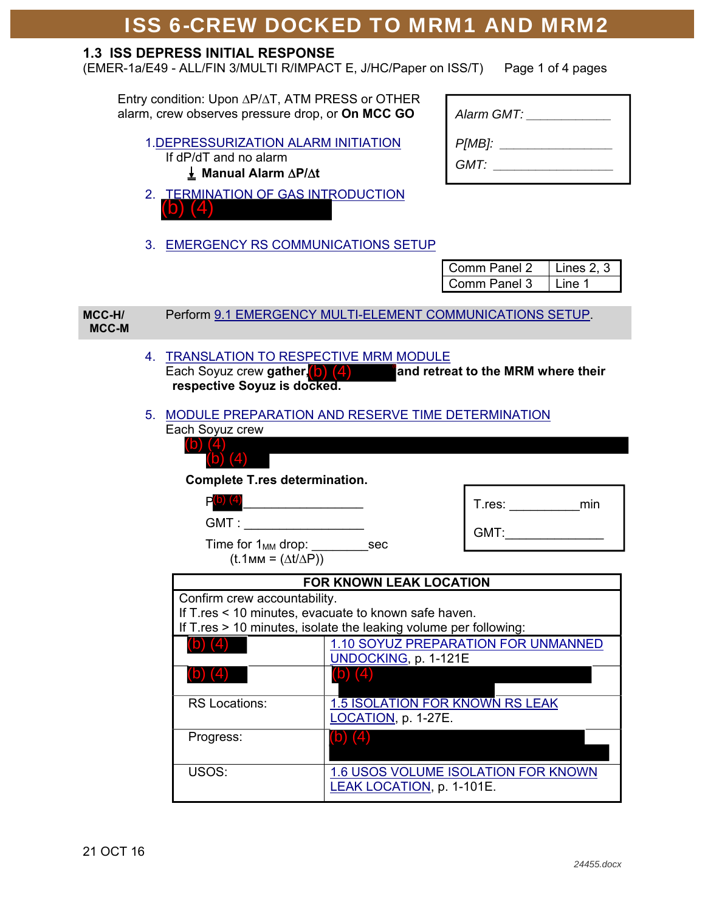# ISS 6-CREW DOCKED TO MRM1 AND MRM2

## 1.3 ISS DEPRESS INITIAL RESPONSE

(EMER-1a/E49 - ALL/FIN 3/MULTI R/IMPACT E, J/HC/Paper on ISS/T)

Entry condition: Upon ΔP/ΔT, ATM PRESS or OTHER alarm, crew observes pressure drop, or **On MCC GO**

| |
|---|
| *Alarm GMT:* ____________ |
| *P[MB]:* ________________ |
| *GMT:* _________________ |

1. DEPRESSURIZATION ALARM INITIATION

   If dP/dT and no alarm

   ⭳ **Manual Alarm ΔP/Δt**

2. TERMINATION OF GAS INTRODUCTION

   (b) (4)

3. EMERGENCY RS COMMUNICATIONS SETUP

| Comm Panel 2 | Lines 2, 3 |
|---|---|
| Comm Panel 3 | Line 1 |

**MCC-H/ MCC-M** Perform 9.1 EMERGENCY MULTI-ELEMENT COMMUNICATIONS SETUP.

4. TRANSLATION TO RESPECTIVE MRM MODULE

   Each Soyuz crew **gather** (b) (4) **and retreat to the MRM where their respective Soyuz is docked.**

5. MODULE PREPARATION AND RESERVE TIME DETERMINATION

   Each Soyuz crew

   (b) (4)

   (b) (4)

   **Complete T.res determination.**

   P(b) (4) _________________

   GMT : _________________

   Time for $1_{MM}$ drop: ________sec

   ($t.1_{MM} = (\Delta t/\Delta P)$)

| |
|---|
| T.res: __________min |
| GMT:______________ |

| FOR KNOWN LEAK LOCATION | |
|---|---|
| Confirm crew accountability.<br>If T.res < 10 minutes, evacuate to known safe haven.<br>If T.res > 10 minutes, isolate the leaking volume per following: | |
| (b) (4) | 1.10 SOYUZ PREPARATION FOR UNMANNED UNDOCKING, p. 1-121E |
| (b) (4) | (b) (4) |
| RS Locations: | 1.5 ISOLATION FOR KNOWN RS LEAK LOCATION, p. 1-27E. |
| Progress: | (b) (4) |
| USOS: | 1.6 USOS VOLUME ISOLATION FOR KNOWN LEAK LOCATION, p. 1-101E. |

21 OCT 16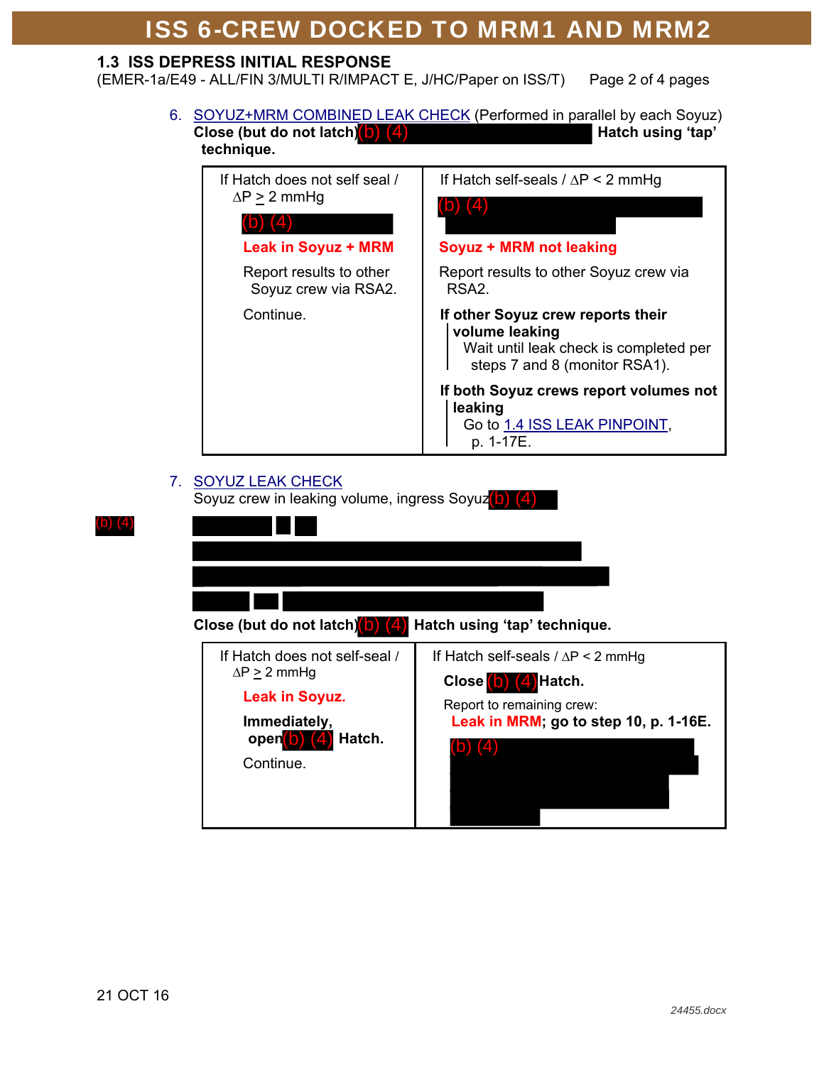## 1.3 ISS DEPRESS INITIAL RESPONSE

(EMER-1a/E49 - ALL/FIN 3/MULTI R/IMPACT E, J/HC/Paper on ISS/T) Page 2 of 4 pages

6. SOYUZ+MRM COMBINED LEAK CHECK (Performed in parallel by each Soyuz)

**Close (but do not latch)(b) (4) Hatch using 'tap' technique.**

| If Hatch does not self seal / ΔP ≥ 2 mmHg | If Hatch self-seals / ΔP < 2 mmHg |
|---|---|
| (b) (4)<br><br>**Leak in Soyuz + MRM**<br><br>Report results to other Soyuz crew via RSA2.<br><br>Continue. | (b) (4)<br><br>**Soyuz + MRM not leaking**<br><br>Report results to other Soyuz crew via RSA2.<br><br>**If other Soyuz crew reports their volume leaking**<br>Wait until leak check is completed per steps 7 and 8 (monitor RSA1).<br><br>**If both Soyuz crews report volumes not leaking**<br>Go to 1.4 ISS LEAK PINPOINT, p. 1-17E. |

7. SOYUZ LEAK CHECK

Soyuz crew in leaking volume, ingress Soyuz(b) (4)

(b) (4)

**Close (but do not latch)(b) (4) Hatch using 'tap' technique.**

| If Hatch does not self-seal / ΔP ≥ 2 mmHg | If Hatch self-seals / ΔP < 2 mmHg |
|---|---|
| **Leak in Soyuz.**<br><br>**Immediately, open(b) (4) Hatch.**<br><br>Continue. | **Close (b) (4)Hatch.**<br><br>Report to remaining crew:<br>**Leak in MRM; go to step 10, p. 1-16E.**<br><br>(b) (4) |

21 OCT 16

*24455.docx*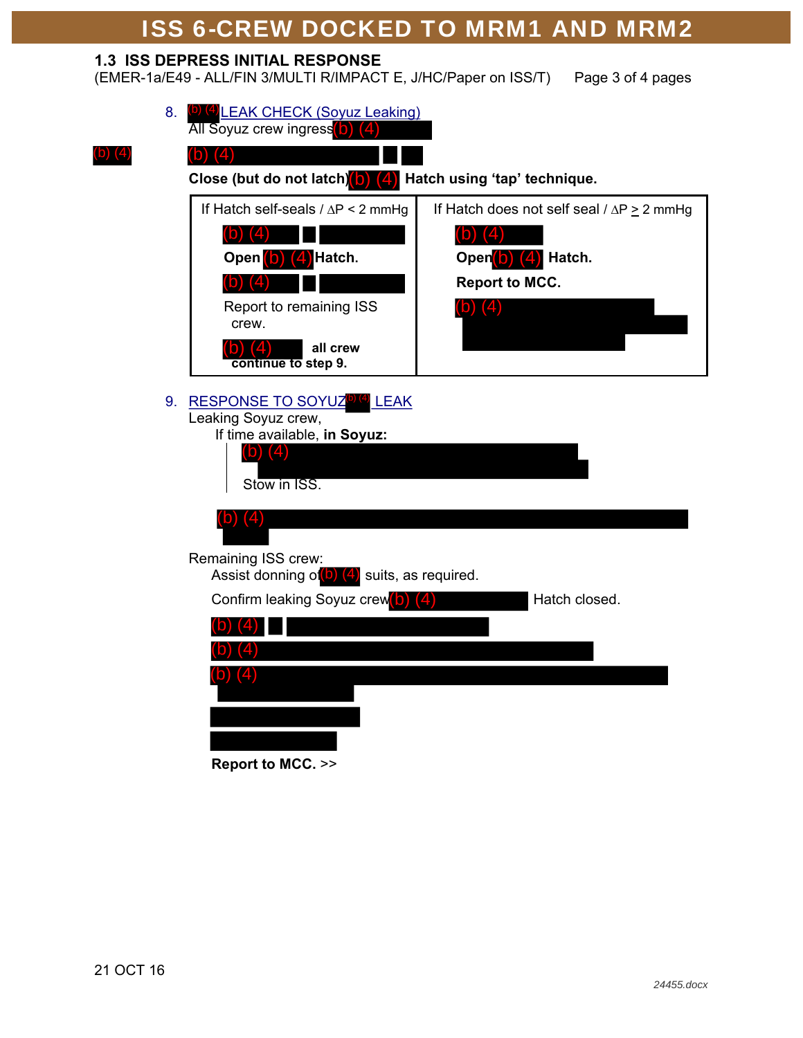## ISS 6-CREW DOCKED TO MRM1 AND MRM2

### 1.3 ISS DEPRESS INITIAL RESPONSE

(EMER-1a/E49 - ALL/FIN 3/MULTI R/IMPACT E, J/HC/Paper on ISS/T) Page 3 of 4 pages

8. (b) (4) LEAK CHECK (Soyuz Leaking)

All Soyuz crew ingress (b) (4)

(b) (4) (b) (4)

**Close (but do not latch)** (b) (4) **Hatch using 'tap' technique.**

| If Hatch self-seals / ΔP < 2 mmHg | If Hatch does not self seal / ΔP ≥ 2 mmHg |
|---|---|
| (b) (4) | (b) (4) |
| **Open** (b) (4) **Hatch.** | **Open** (b) (4) **Hatch.** |
| (b) (4) | **Report to MCC.** |
| Report to remaining ISS crew. | (b) (4) |
| (b) (4) **all crew continue to step 9.** | |

9. RESPONSE TO SOYUZ (b) (4) LEAK

Leaking Soyuz crew,

If time available, **in Soyuz:**

(b) (4)

Stow in ISS.

(b) (4)

Remaining ISS crew:

Assist donning of (b) (4) suits, as required.

Confirm leaking Soyuz crew (b) (4) Hatch closed.

(b) (4)

(b) (4)

(b) (4)

**Report to MCC.** >>

21 OCT 16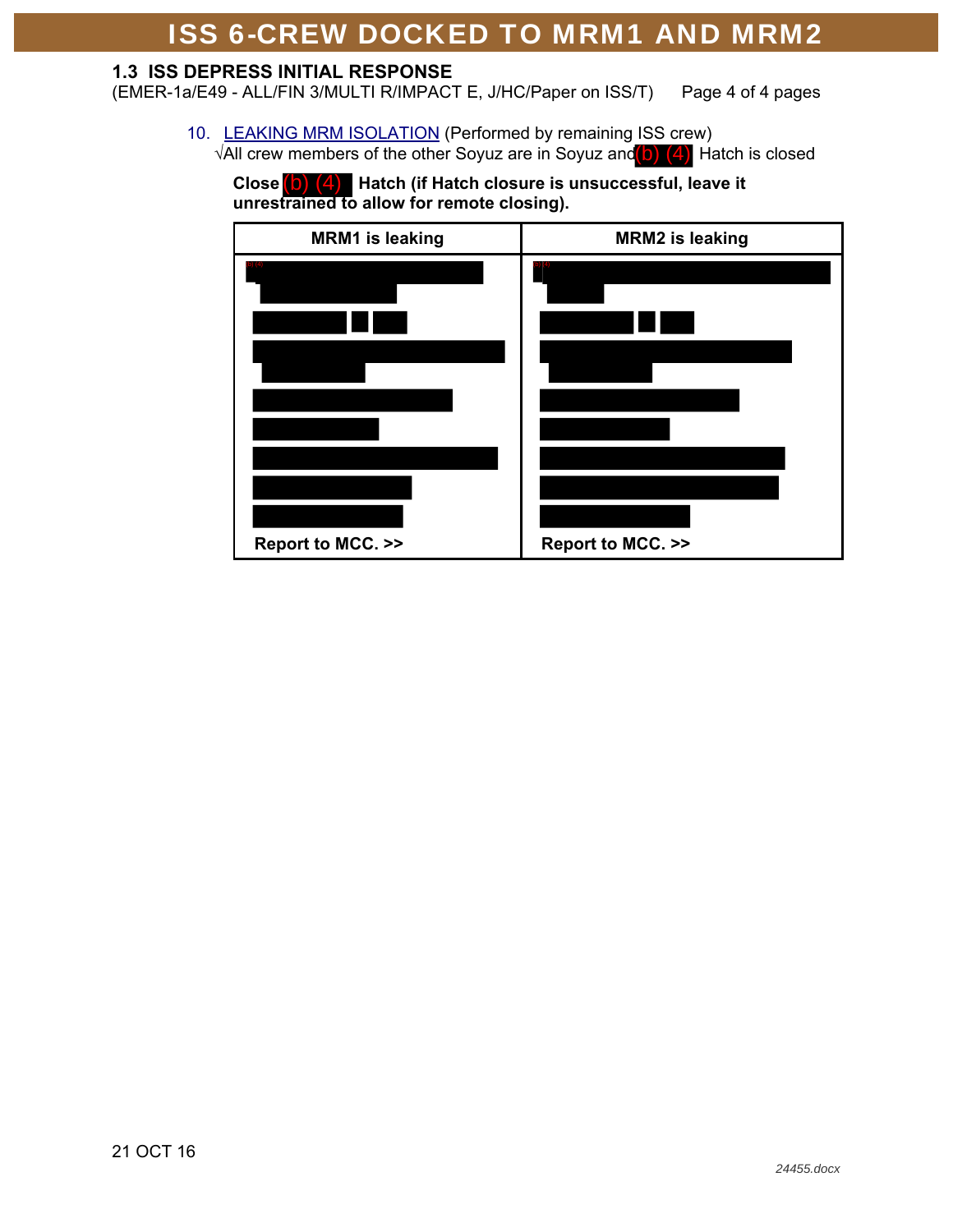## 1.3 ISS DEPRESS INITIAL RESPONSE

(EMER-1a/E49 - ALL/FIN 3/MULTI R/IMPACT E, J/HC/Paper on ISS/T)

10. LEAKING MRM ISOLATION (Performed by remaining ISS crew)

√All crew members of the other Soyuz are in Soyuz and (b) (4) Hatch is closed

**Close (b) (4) Hatch (if Hatch closure is unsuccessful, leave it unrestrained to allow for remote closing).**

| MRM1 is leaking | MRM2 is leaking |
|---|---|
| (b) (4) | (b) (4) |
| **Report to MCC. >>** | **Report to MCC. >>** |

21 OCT 16

*24455.docx*